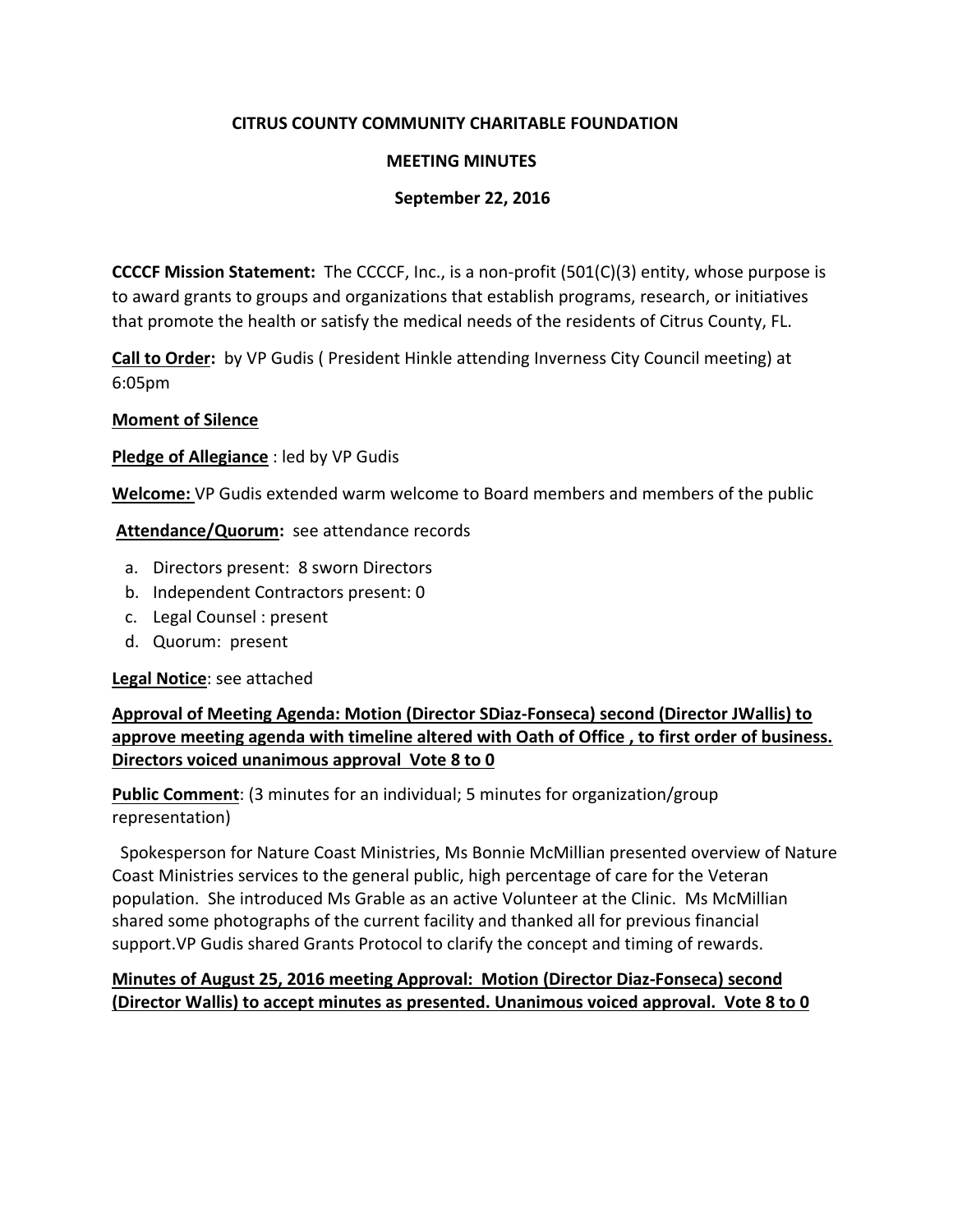**CITRUS COUNTY COMMUNITY CHARITABLE FOUNDATION**

**MEETING MINUTES**

**September 22, 2016**

**CCCCF Mission Statement:** The CCCCF, Inc., is a non-profit (501(C)(3) entity, whose purpose is to award grants to groups and organizations that establish programs, research, or initiatives that promote the health or satisfy the medical needs of the residents of Citrus County, FL.

**Call to Order:** by VP Gudis ( President Hinkle attending Inverness City Council meeting) at 6:05pm

**Moment of Silence**

**Pledge of Allegiance** : led by VP Gudis

**Welcome:** VP Gudis extended warm welcome to Board members and members of the public

**Attendance/Quorum:** see attendance records

a. Directors present: 8 sworn Directors
b. Independent Contractors present: 0
c. Legal Counsel : present
d. Quorum: present

**Legal Notice**: see attached

**Approval of Meeting Agenda: Motion (Director SDiaz-Fonseca) second (Director JWallis) to approve meeting agenda with timeline altered with Oath of Office , to first order of business. Directors voiced unanimous approval Vote 8 to 0**

**Public Comment**: (3 minutes for an individual; 5 minutes for organization/group representation)

Spokesperson for Nature Coast Ministries, Ms Bonnie McMillian presented overview of Nature Coast Ministries services to the general public, high percentage of care for the Veteran population. She introduced Ms Grable as an active Volunteer at the Clinic. Ms McMillian shared some photographs of the current facility and thanked all for previous financial support.VP Gudis shared Grants Protocol to clarify the concept and timing of rewards.

**Minutes of August 25, 2016 meeting Approval: Motion (Director Diaz-Fonseca) second (Director Wallis) to accept minutes as presented. Unanimous voiced approval. Vote 8 to 0**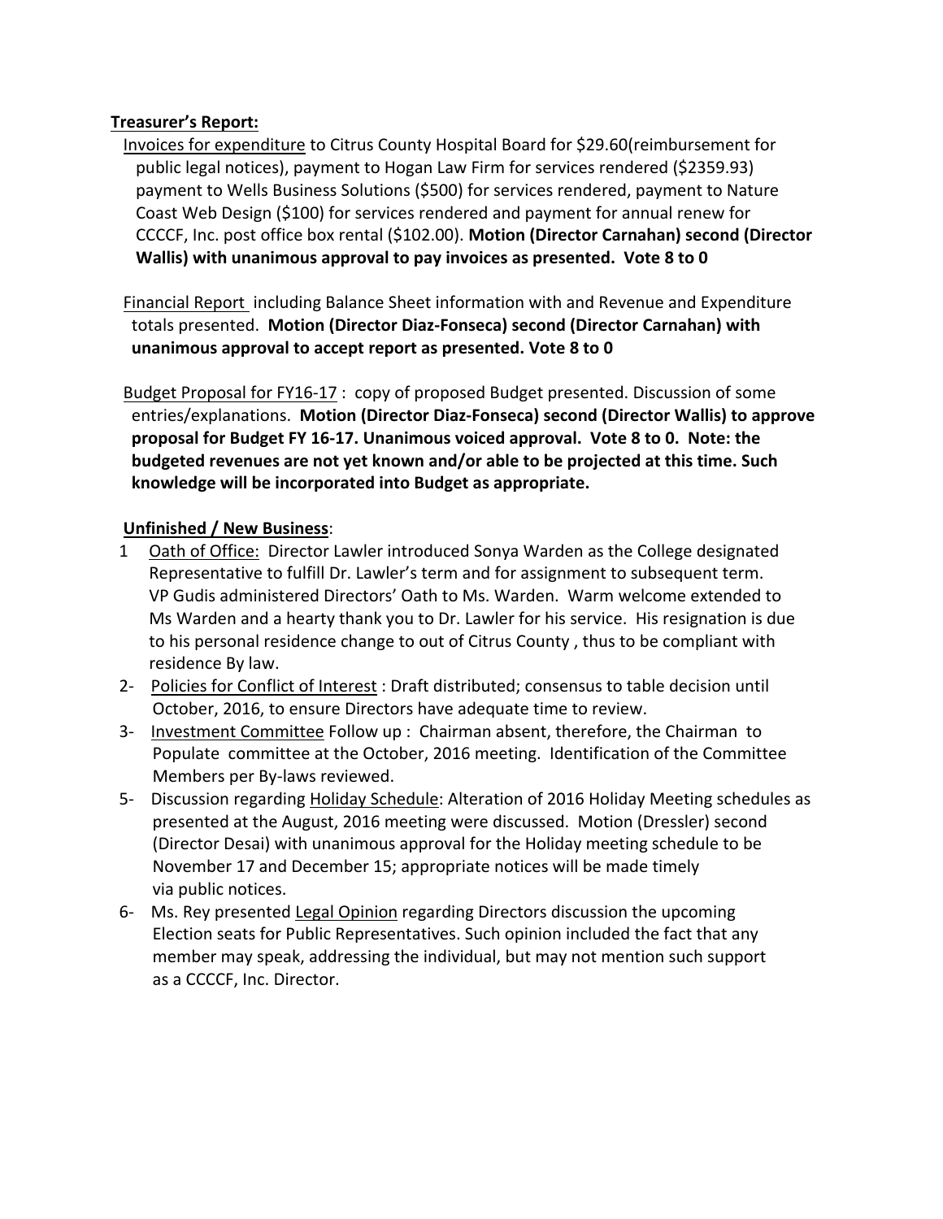**Treasurer's Report:**

Invoices for expenditure to Citrus County Hospital Board for $29.60(reimbursement for public legal notices), payment to Hogan Law Firm for services rendered ($2359.93) payment to Wells Business Solutions ($500) for services rendered, payment to Nature Coast Web Design ($100) for services rendered and payment for annual renew for CCCCF, Inc. post office box rental ($102.00). **Motion (Director Carnahan) second (Director Wallis) with unanimous approval to pay invoices as presented. Vote 8 to 0**

Financial Report including Balance Sheet information with and Revenue and Expenditure totals presented. **Motion (Director Diaz-Fonseca) second (Director Carnahan) with unanimous approval to accept report as presented. Vote 8 to 0**

Budget Proposal for FY16-17 : copy of proposed Budget presented. Discussion of some entries/explanations. **Motion (Director Diaz-Fonseca) second (Director Wallis) to approve proposal for Budget FY 16-17. Unanimous voiced approval. Vote 8 to 0. Note: the budgeted revenues are not yet known and/or able to be projected at this time. Such knowledge will be incorporated into Budget as appropriate.**

**Unfinished / New Business**:

1 Oath of Office: Director Lawler introduced Sonya Warden as the College designated Representative to fulfill Dr. Lawler's term and for assignment to subsequent term. VP Gudis administered Directors' Oath to Ms. Warden. Warm welcome extended to Ms Warden and a hearty thank you to Dr. Lawler for his service. His resignation is due to his personal residence change to out of Citrus County , thus to be compliant with residence By law.

2- Policies for Conflict of Interest : Draft distributed; consensus to table decision until October, 2016, to ensure Directors have adequate time to review.

3- Investment Committee Follow up : Chairman absent, therefore, the Chairman to Populate committee at the October, 2016 meeting. Identification of the Committee Members per By-laws reviewed.

5- Discussion regarding Holiday Schedule: Alteration of 2016 Holiday Meeting schedules as presented at the August, 2016 meeting were discussed. Motion (Dressler) second (Director Desai) with unanimous approval for the Holiday meeting schedule to be November 17 and December 15; appropriate notices will be made timely via public notices.

6- Ms. Rey presented Legal Opinion regarding Directors discussion the upcoming Election seats for Public Representatives. Such opinion included the fact that any member may speak, addressing the individual, but may not mention such support as a CCCCF, Inc. Director.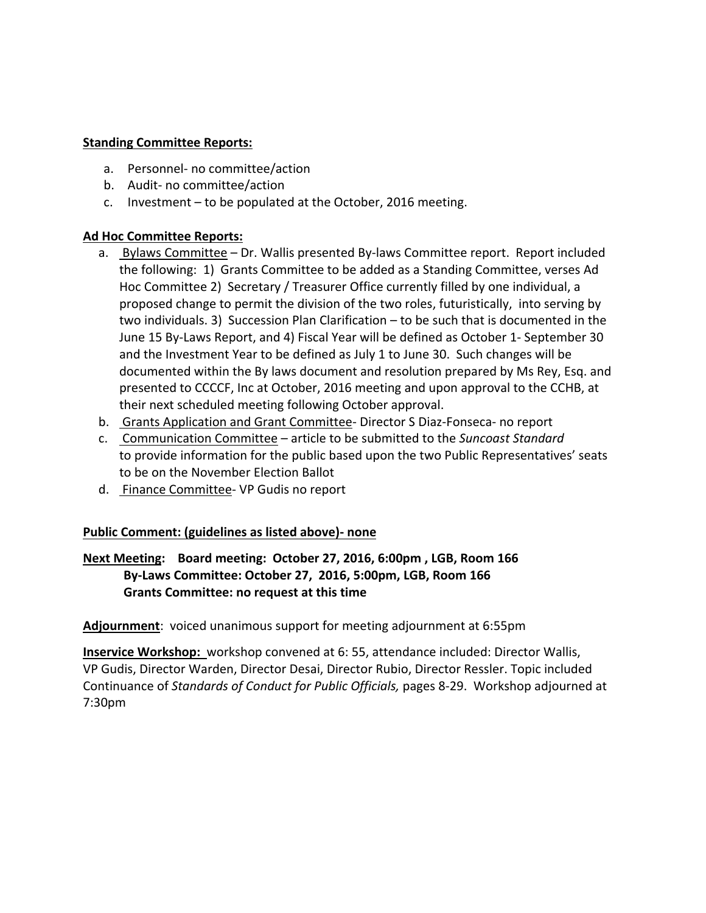**Standing Committee Reports:**

a. Personnel- no committee/action
b. Audit- no committee/action
c. Investment – to be populated at the October, 2016 meeting.

**Ad Hoc Committee Reports:**

a. Bylaws Committee – Dr. Wallis presented By-laws Committee report. Report included the following: 1) Grants Committee to be added as a Standing Committee, verses Ad Hoc Committee 2) Secretary / Treasurer Office currently filled by one individual, a proposed change to permit the division of the two roles, futuristically, into serving by two individuals. 3) Succession Plan Clarification – to be such that is documented in the June 15 By-Laws Report, and 4) Fiscal Year will be defined as October 1- September 30 and the Investment Year to be defined as July 1 to June 30. Such changes will be documented within the By laws document and resolution prepared by Ms Rey, Esq. and presented to CCCCF, Inc at October, 2016 meeting and upon approval to the CCHB, at their next scheduled meeting following October approval.
b. Grants Application and Grant Committee- Director S Diaz-Fonseca- no report
c. Communication Committee – article to be submitted to the *Suncoast Standard* to provide information for the public based upon the two Public Representatives' seats to be on the November Election Ballot
d. Finance Committee- VP Gudis no report

**Public Comment: (guidelines as listed above)- none**

**Next Meeting: Board meeting: October 27, 2016, 6:00pm , LGB, Room 166**
**By-Laws Committee: October 27, 2016, 5:00pm, LGB, Room 166**
**Grants Committee: no request at this time**

**Adjournment**: voiced unanimous support for meeting adjournment at 6:55pm

**Inservice Workshop:** workshop convened at 6: 55, attendance included: Director Wallis, VP Gudis, Director Warden, Director Desai, Director Rubio, Director Ressler. Topic included Continuance of *Standards of Conduct for Public Officials,* pages 8-29. Workshop adjourned at 7:30pm